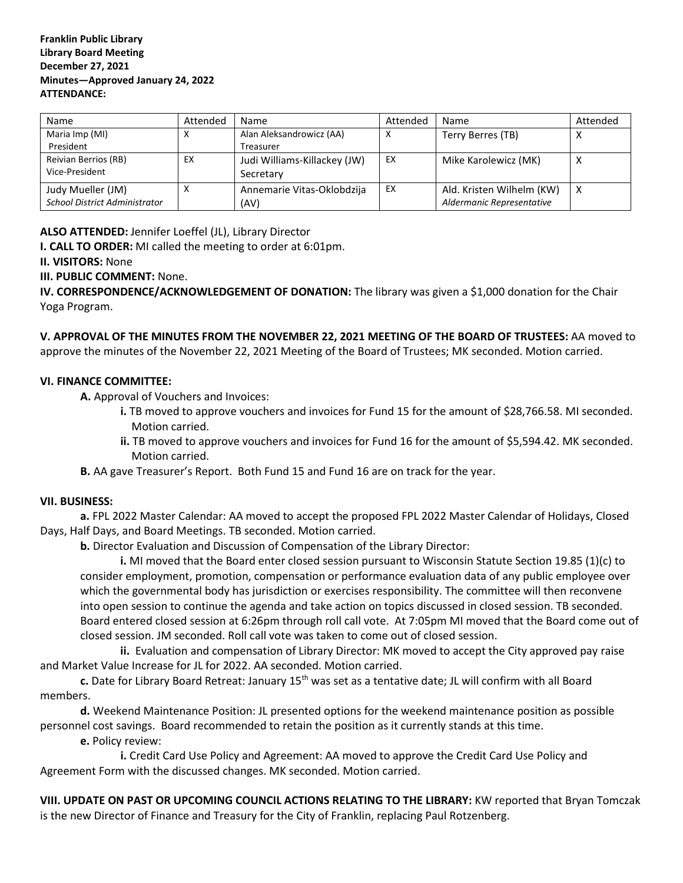**Franklin Public Library**
**Library Board Meeting**
**December 27, 2021**
**Minutes—Approved January 24, 2022**
**ATTENDANCE:**

| Name | Attended | Name | Attended | Name | Attended |
|---|---|---|---|---|---|
| Maria Imp (MI) President | X | Alan Aleksandrowicz (AA) Treasurer | X | Terry Berres (TB) | X |
| Reivian Berrios (RB) Vice-President | EX | Judi Williams-Killackey (JW) Secretary | EX | Mike Karolewicz (MK) | X |
| Judy Mueller (JM) *School District Administrator* | X | Annemarie Vitas-Oklobdzija (AV) | EX | Ald. Kristen Wilhelm (KW) *Aldermanic Representative* | X |

**ALSO ATTENDED:** Jennifer Loeffel (JL), Library Director

**I. CALL TO ORDER:** MI called the meeting to order at 6:01pm.

**II. VISITORS:** None

**III. PUBLIC COMMENT:** None.

**IV. CORRESPONDENCE/ACKNOWLEDGEMENT OF DONATION:** The library was given a $1,000 donation for the Chair Yoga Program.

**V. APPROVAL OF THE MINUTES FROM THE NOVEMBER 22, 2021 MEETING OF THE BOARD OF TRUSTEES:** AA moved to approve the minutes of the November 22, 2021 Meeting of the Board of Trustees; MK seconded. Motion carried.

**VI. FINANCE COMMITTEE:**

**A.** Approval of Vouchers and Invoices:

**i.** TB moved to approve vouchers and invoices for Fund 15 for the amount of $28,766.58. MI seconded. Motion carried.

**ii.** TB moved to approve vouchers and invoices for Fund 16 for the amount of $5,594.42. MK seconded. Motion carried.

**B.** AA gave Treasurer's Report. Both Fund 15 and Fund 16 are on track for the year.

**VII. BUSINESS:**

**a.** FPL 2022 Master Calendar: AA moved to accept the proposed FPL 2022 Master Calendar of Holidays, Closed Days, Half Days, and Board Meetings. TB seconded. Motion carried.

**b.** Director Evaluation and Discussion of Compensation of the Library Director:

**i.** MI moved that the Board enter closed session pursuant to Wisconsin Statute Section 19.85 (1)(c) to consider employment, promotion, compensation or performance evaluation data of any public employee over which the governmental body has jurisdiction or exercises responsibility. The committee will then reconvene into open session to continue the agenda and take action on topics discussed in closed session. TB seconded. Board entered closed session at 6:26pm through roll call vote. At 7:05pm MI moved that the Board come out of closed session. JM seconded. Roll call vote was taken to come out of closed session.

**ii.** Evaluation and compensation of Library Director: MK moved to accept the City approved pay raise and Market Value Increase for JL for 2022. AA seconded. Motion carried.

**c.** Date for Library Board Retreat: January 15th was set as a tentative date; JL will confirm with all Board members.

**d.** Weekend Maintenance Position: JL presented options for the weekend maintenance position as possible personnel cost savings. Board recommended to retain the position as it currently stands at this time.

**e.** Policy review:

**i.** Credit Card Use Policy and Agreement: AA moved to approve the Credit Card Use Policy and Agreement Form with the discussed changes. MK seconded. Motion carried.

**VIII. UPDATE ON PAST OR UPCOMING COUNCIL ACTIONS RELATING TO THE LIBRARY:** KW reported that Bryan Tomczak is the new Director of Finance and Treasury for the City of Franklin, replacing Paul Rotzenberg.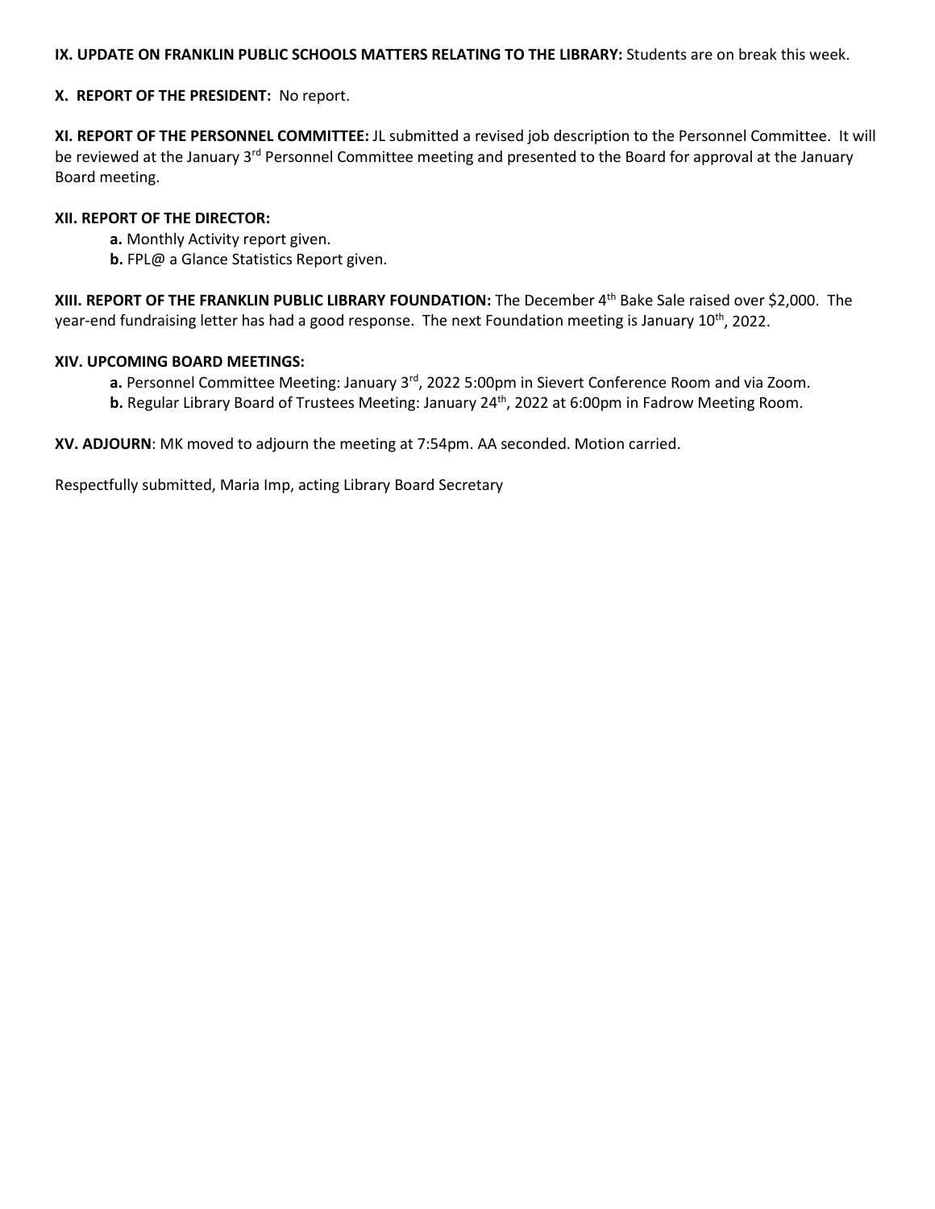**IX. UPDATE ON FRANKLIN PUBLIC SCHOOLS MATTERS RELATING TO THE LIBRARY:** Students are on break this week.

**X. REPORT OF THE PRESIDENT:** No report.

**XI. REPORT OF THE PERSONNEL COMMITTEE:** JL submitted a revised job description to the Personnel Committee. It will be reviewed at the January 3rd Personnel Committee meeting and presented to the Board for approval at the January Board meeting.

**XII. REPORT OF THE DIRECTOR:**

**a.** Monthly Activity report given.

**b.** FPL@ a Glance Statistics Report given.

**XIII. REPORT OF THE FRANKLIN PUBLIC LIBRARY FOUNDATION:** The December 4th Bake Sale raised over $2,000. The year-end fundraising letter has had a good response. The next Foundation meeting is January 10th, 2022.

**XIV. UPCOMING BOARD MEETINGS:**

**a.** Personnel Committee Meeting: January 3rd, 2022 5:00pm in Sievert Conference Room and via Zoom.

**b.** Regular Library Board of Trustees Meeting: January 24th, 2022 at 6:00pm in Fadrow Meeting Room.

**XV. ADJOURN**: MK moved to adjourn the meeting at 7:54pm. AA seconded. Motion carried.

Respectfully submitted, Maria Imp, acting Library Board Secretary